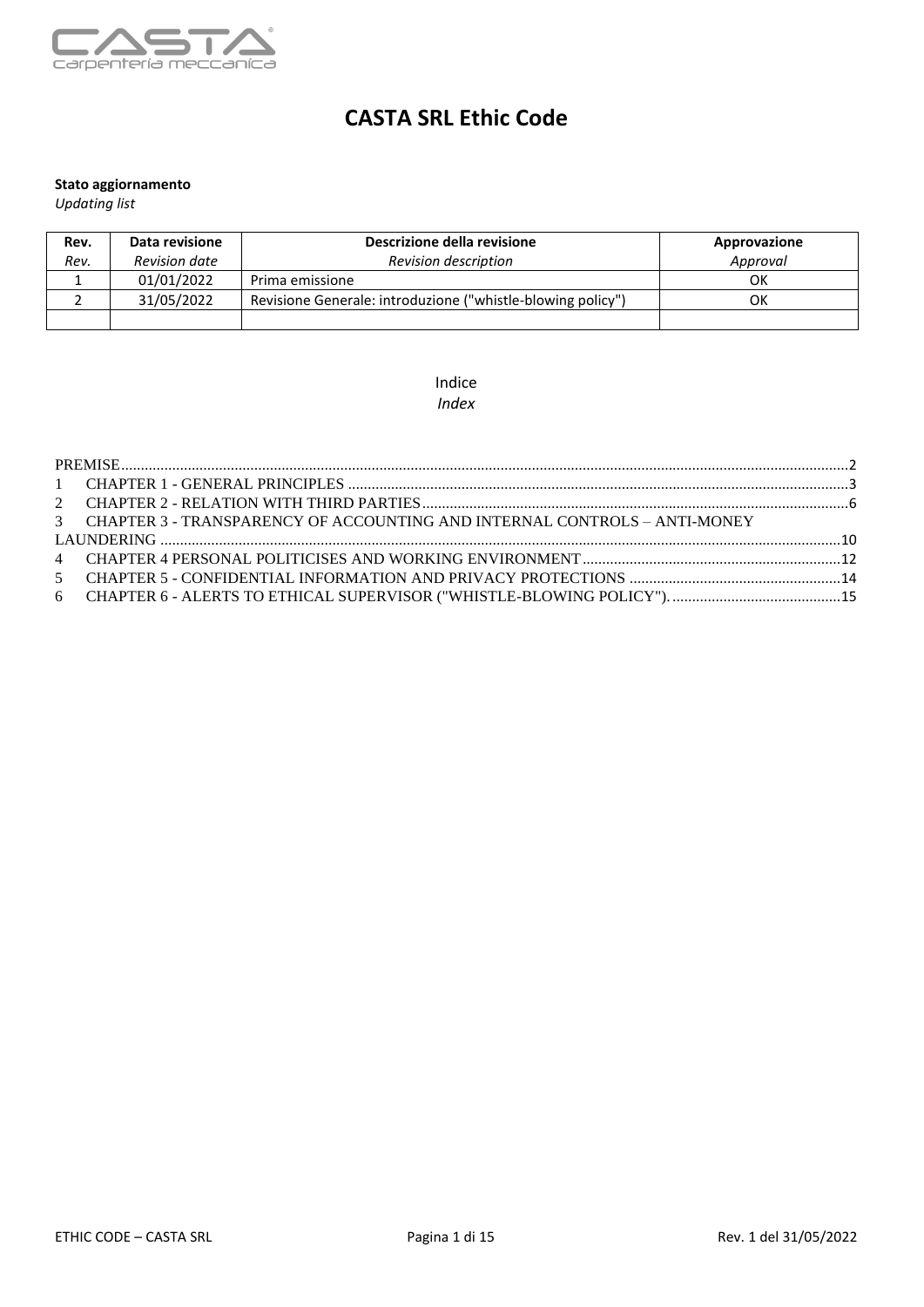# CASTA SRL Ethic Code

**Stato aggiornamento**
*Updating list*

| **Rev.** *Rev.* | **Data revisione** *Revision date* | **Descrizione della revisione** *Revision description* | **Approvazione** *Approval* |
|---|---|---|---|
| 1 | 01/01/2022 | Prima emissione | OK |
| 2 | 31/05/2022 | Revisione Generale: introduzione ("whistle-blowing policy") | OK |
| | | | |

Indice
*Index*

PREMISE ........ 2
1 CHAPTER 1 - GENERAL PRINCIPLES ........ 3
2 CHAPTER 2 - RELATION WITH THIRD PARTIES ........ 6
3 CHAPTER 3 - TRANSPARENCY OF ACCOUNTING AND INTERNAL CONTROLS – ANTI-MONEY LAUNDERING ........ 10
4 CHAPTER 4 PERSONAL POLITICISES AND WORKING ENVIRONMENT ........ 12
5 CHAPTER 5 - CONFIDENTIAL INFORMATION AND PRIVACY PROTECTIONS ........ 14
6 CHAPTER 6 - ALERTS TO ETHICAL SUPERVISOR ("WHISTLE-BLOWING POLICY") ........ 15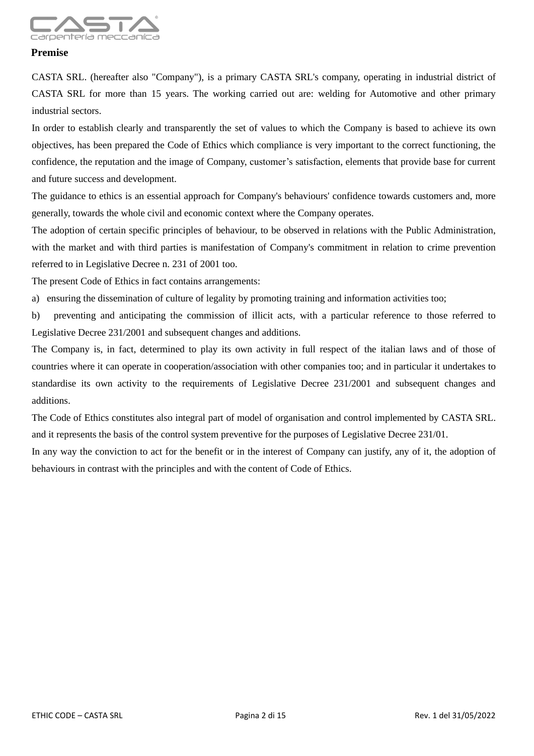## Premise

CASTA SRL. (hereafter also "Company"), is a primary CASTA SRL's company, operating in industrial district of CASTA SRL for more than 15 years. The working carried out are: welding for Automotive and other primary industrial sectors.

In order to establish clearly and transparently the set of values to which the Company is based to achieve its own objectives, has been prepared the Code of Ethics which compliance is very important to the correct functioning, the confidence, the reputation and the image of Company, customer's satisfaction, elements that provide base for current and future success and development.

The guidance to ethics is an essential approach for Company's behaviours' confidence towards customers and, more generally, towards the whole civil and economic context where the Company operates.

The adoption of certain specific principles of behaviour, to be observed in relations with the Public Administration, with the market and with third parties is manifestation of Company's commitment in relation to crime prevention referred to in Legislative Decree n. 231 of 2001 too.

The present Code of Ethics in fact contains arrangements:

a) ensuring the dissemination of culture of legality by promoting training and information activities too;

b) preventing and anticipating the commission of illicit acts, with a particular reference to those referred to Legislative Decree 231/2001 and subsequent changes and additions.

The Company is, in fact, determined to play its own activity in full respect of the italian laws and of those of countries where it can operate in cooperation/association with other companies too; and in particular it undertakes to standardise its own activity to the requirements of Legislative Decree 231/2001 and subsequent changes and additions.

The Code of Ethics constitutes also integral part of model of organisation and control implemented by CASTA SRL. and it represents the basis of the control system preventive for the purposes of Legislative Decree 231/01.

In any way the conviction to act for the benefit or in the interest of Company can justify, any of it, the adoption of behaviours in contrast with the principles and with the content of Code of Ethics.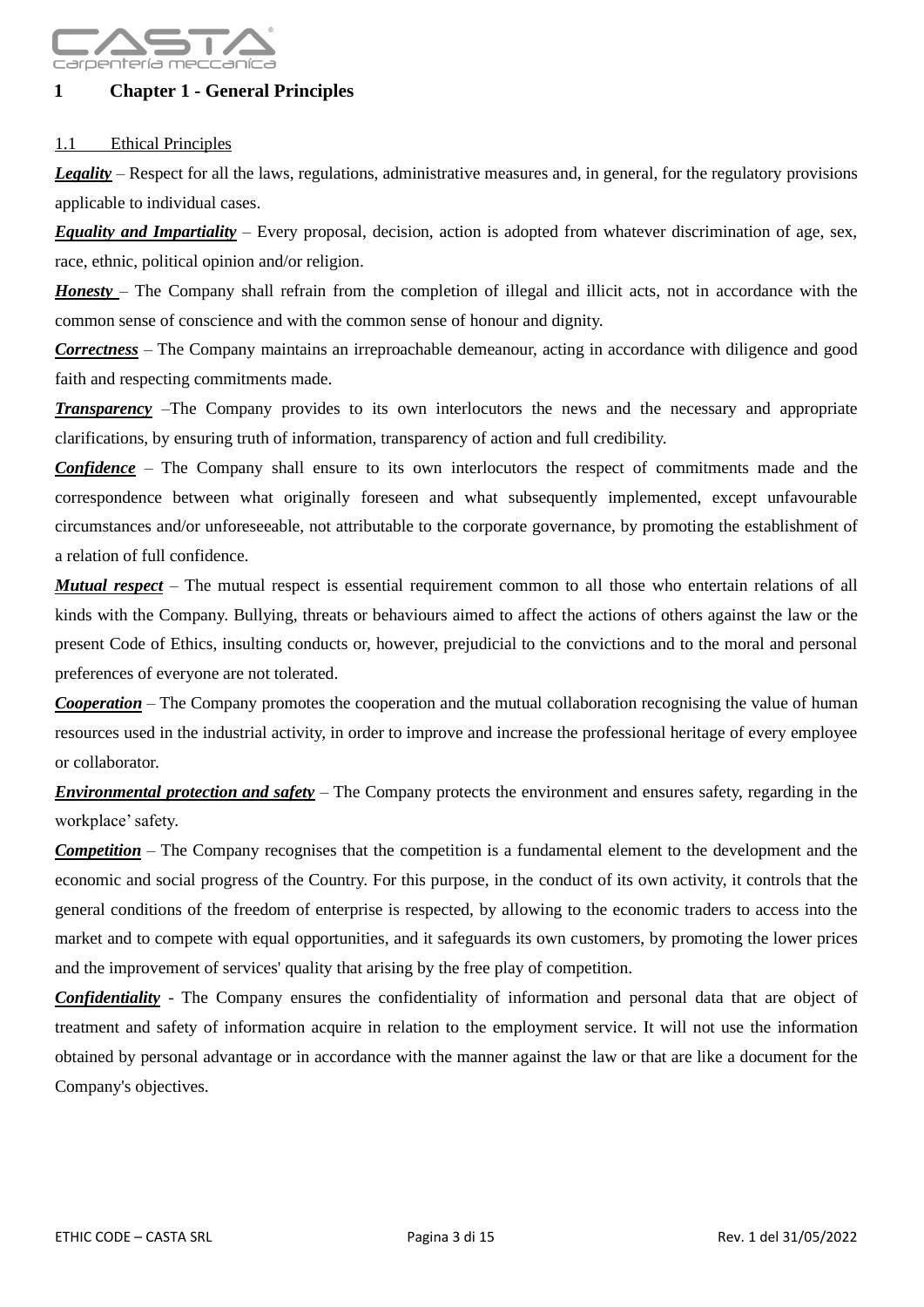# 1 Chapter 1 - General Principles

## 1.1 Ethical Principles

***Legality*** – Respect for all the laws, regulations, administrative measures and, in general, for the regulatory provisions applicable to individual cases.

***Equality and Impartiality*** – Every proposal, decision, action is adopted from whatever discrimination of age, sex, race, ethnic, political opinion and/or religion.

***Honesty*** – The Company shall refrain from the completion of illegal and illicit acts, not in accordance with the common sense of conscience and with the common sense of honour and dignity.

***Correctness*** – The Company maintains an irreproachable demeanour, acting in accordance with diligence and good faith and respecting commitments made.

***Transparency*** –The Company provides to its own interlocutors the news and the necessary and appropriate clarifications, by ensuring truth of information, transparency of action and full credibility.

***Confidence*** – The Company shall ensure to its own interlocutors the respect of commitments made and the correspondence between what originally foreseen and what subsequently implemented, except unfavourable circumstances and/or unforeseeable, not attributable to the corporate governance, by promoting the establishment of a relation of full confidence.

***Mutual respect*** – The mutual respect is essential requirement common to all those who entertain relations of all kinds with the Company. Bullying, threats or behaviours aimed to affect the actions of others against the law or the present Code of Ethics, insulting conducts or, however, prejudicial to the convictions and to the moral and personal preferences of everyone are not tolerated.

***Cooperation*** – The Company promotes the cooperation and the mutual collaboration recognising the value of human resources used in the industrial activity, in order to improve and increase the professional heritage of every employee or collaborator.

***Environmental protection and safety*** – The Company protects the environment and ensures safety, regarding in the workplace' safety.

***Competition*** – The Company recognises that the competition is a fundamental element to the development and the economic and social progress of the Country. For this purpose, in the conduct of its own activity, it controls that the general conditions of the freedom of enterprise is respected, by allowing to the economic traders to access into the market and to compete with equal opportunities, and it safeguards its own customers, by promoting the lower prices and the improvement of services' quality that arising by the free play of competition.

***Confidentiality*** - The Company ensures the confidentiality of information and personal data that are object of treatment and safety of information acquire in relation to the employment service. It will not use the information obtained by personal advantage or in accordance with the manner against the law or that are like a document for the Company's objectives.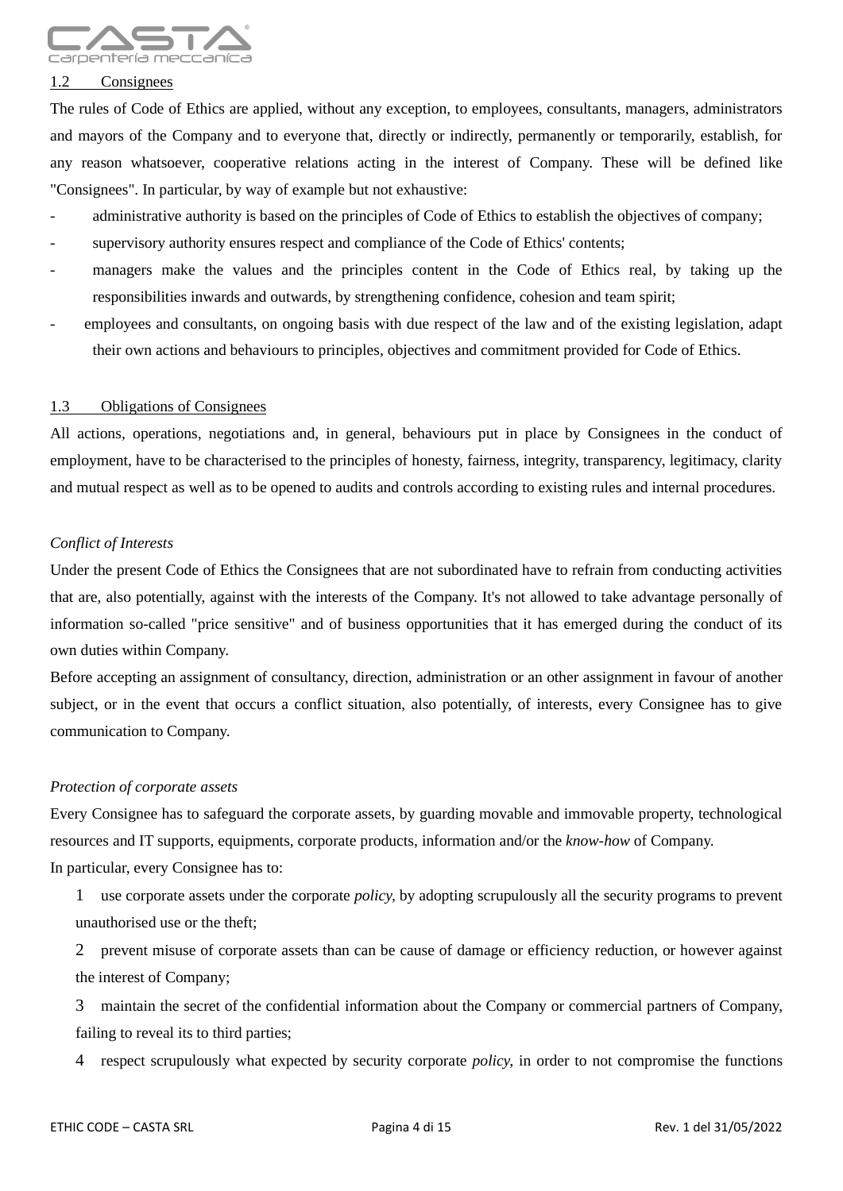## 1.2 Consignees

The rules of Code of Ethics are applied, without any exception, to employees, consultants, managers, administrators and mayors of the Company and to everyone that, directly or indirectly, permanently or temporarily, establish, for any reason whatsoever, cooperative relations acting in the interest of Company. These will be defined like "Consignees". In particular, by way of example but not exhaustive:

- administrative authority is based on the principles of Code of Ethics to establish the objectives of company;
- supervisory authority ensures respect and compliance of the Code of Ethics' contents;
- managers make the values and the principles content in the Code of Ethics real, by taking up the responsibilities inwards and outwards, by strengthening confidence, cohesion and team spirit;
- employees and consultants, on ongoing basis with due respect of the law and of the existing legislation, adapt their own actions and behaviours to principles, objectives and commitment provided for Code of Ethics.

## 1.3 Obligations of Consignees

All actions, operations, negotiations and, in general, behaviours put in place by Consignees in the conduct of employment, have to be characterised to the principles of honesty, fairness, integrity, transparency, legitimacy, clarity and mutual respect as well as to be opened to audits and controls according to existing rules and internal procedures.

*Conflict of Interests*

Under the present Code of Ethics the Consignees that are not subordinated have to refrain from conducting activities that are, also potentially, against with the interests of the Company. It's not allowed to take advantage personally of information so-called "price sensitive" and of business opportunities that it has emerged during the conduct of its own duties within Company.

Before accepting an assignment of consultancy, direction, administration or an other assignment in favour of another subject, or in the event that occurs a conflict situation, also potentially, of interests, every Consignee has to give communication to Company.

*Protection of corporate assets*

Every Consignee has to safeguard the corporate assets, by guarding movable and immovable property, technological resources and IT supports, equipments, corporate products, information and/or the *know-how* of Company.

In particular, every Consignee has to:

1. use corporate assets under the corporate *policy*, by adopting scrupulously all the security programs to prevent unauthorised use or the theft;
2. prevent misuse of corporate assets than can be cause of damage or efficiency reduction, or however against the interest of Company;
3. maintain the secret of the confidential information about the Company or commercial partners of Company, failing to reveal its to third parties;
4. respect scrupulously what expected by security corporate *policy*, in order to not compromise the functions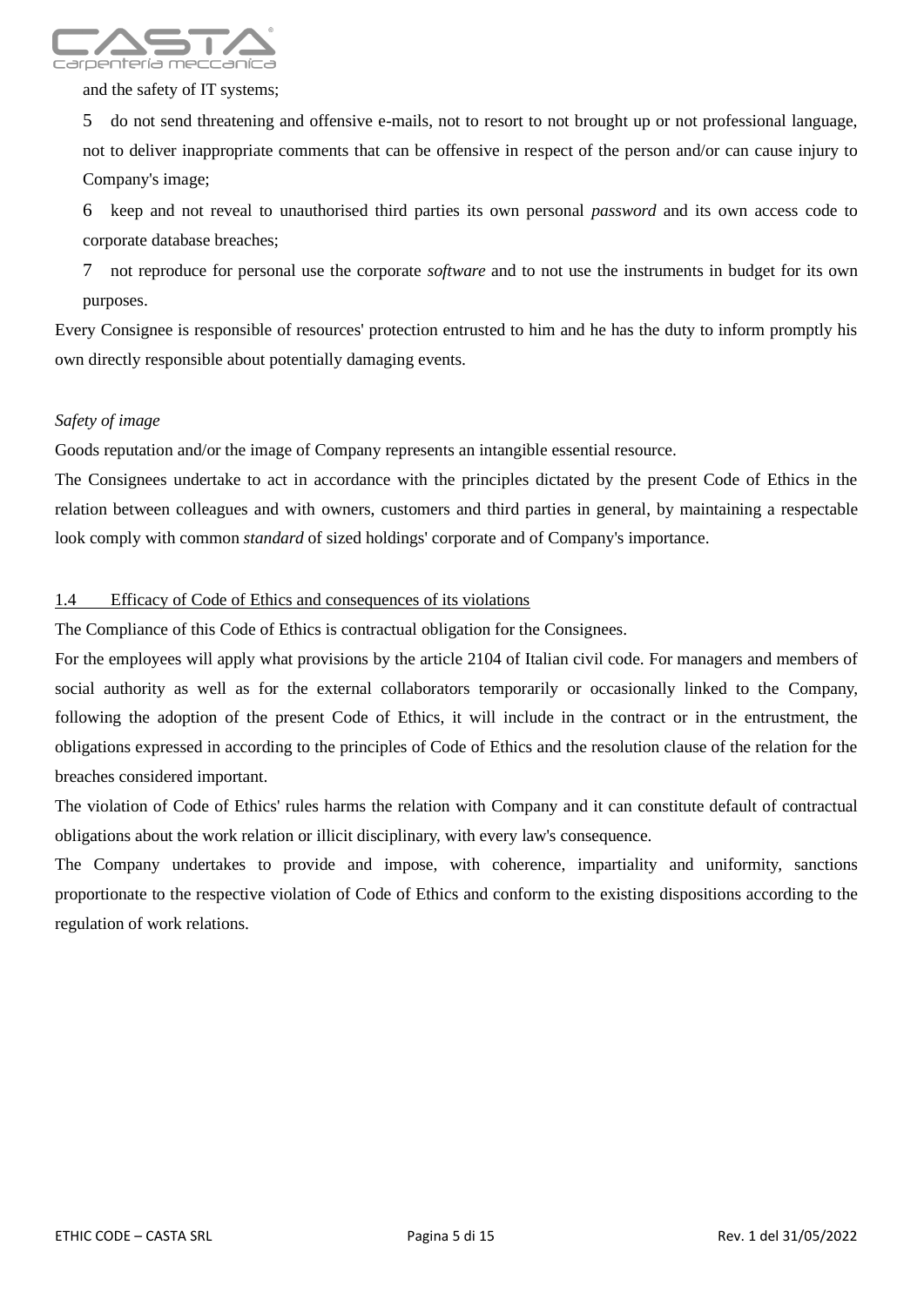and the safety of IT systems;

5 do not send threatening and offensive e-mails, not to resort to not brought up or not professional language, not to deliver inappropriate comments that can be offensive in respect of the person and/or can cause injury to Company's image;

6 keep and not reveal to unauthorised third parties its own personal *password* and its own access code to corporate database breaches;

7 not reproduce for personal use the corporate *software* and to not use the instruments in budget for its own purposes.

Every Consignee is responsible of resources' protection entrusted to him and he has the duty to inform promptly his own directly responsible about potentially damaging events.

*Safety of image*

Goods reputation and/or the image of Company represents an intangible essential resource.

The Consignees undertake to act in accordance with the principles dictated by the present Code of Ethics in the relation between colleagues and with owners, customers and third parties in general, by maintaining a respectable look comply with common *standard* of sized holdings' corporate and of Company's importance.

### 1.4 Efficacy of Code of Ethics and consequences of its violations

The Compliance of this Code of Ethics is contractual obligation for the Consignees.

For the employees will apply what provisions by the article 2104 of Italian civil code. For managers and members of social authority as well as for the external collaborators temporarily or occasionally linked to the Company, following the adoption of the present Code of Ethics, it will include in the contract or in the entrustment, the obligations expressed in according to the principles of Code of Ethics and the resolution clause of the relation for the breaches considered important.

The violation of Code of Ethics' rules harms the relation with Company and it can constitute default of contractual obligations about the work relation or illicit disciplinary, with every law's consequence.

The Company undertakes to provide and impose, with coherence, impartiality and uniformity, sanctions proportionate to the respective violation of Code of Ethics and conform to the existing dispositions according to the regulation of work relations.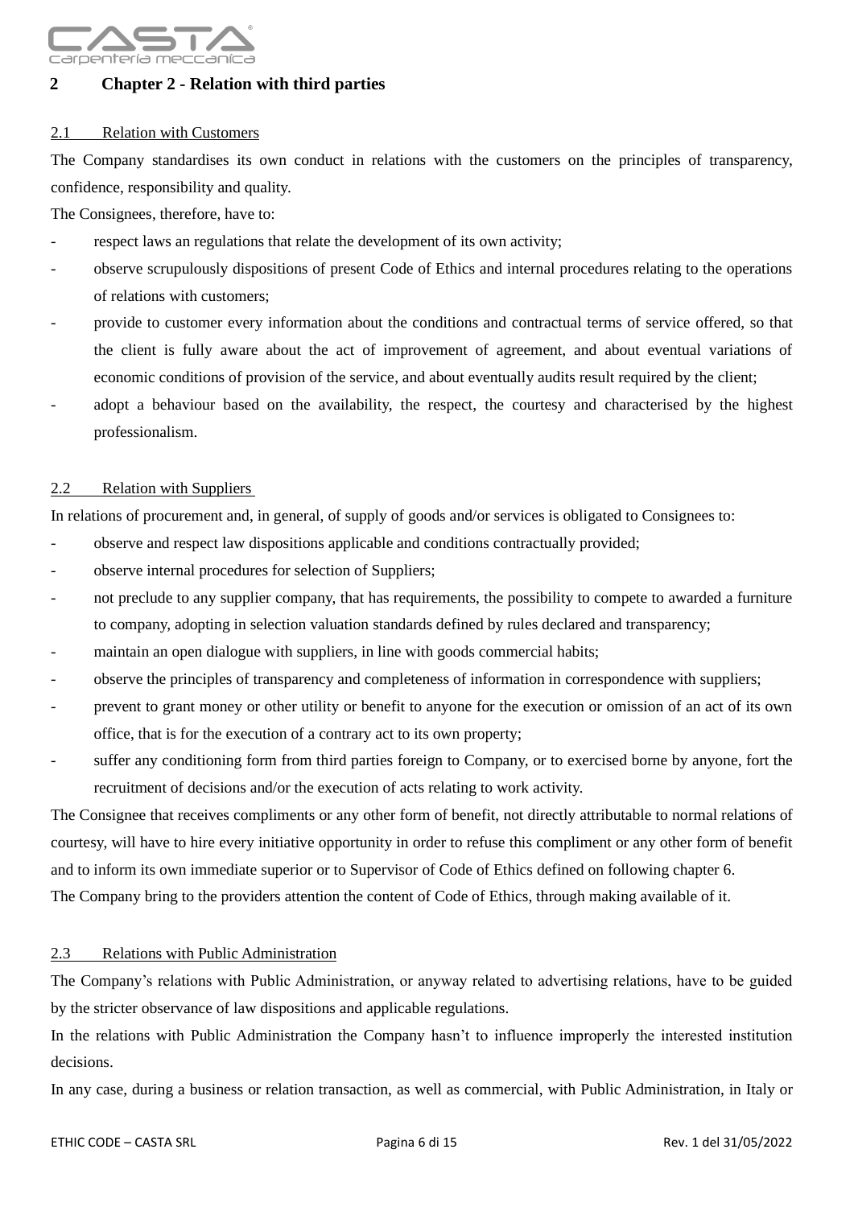## 2 Chapter 2 - Relation with third parties

### 2.1 Relation with Customers

The Company standardises its own conduct in relations with the customers on the principles of transparency, confidence, responsibility and quality.

The Consignees, therefore, have to:

- respect laws an regulations that relate the development of its own activity;
- observe scrupulously dispositions of present Code of Ethics and internal procedures relating to the operations of relations with customers;
- provide to customer every information about the conditions and contractual terms of service offered, so that the client is fully aware about the act of improvement of agreement, and about eventual variations of economic conditions of provision of the service, and about eventually audits result required by the client;
- adopt a behaviour based on the availability, the respect, the courtesy and characterised by the highest professionalism.

### 2.2 Relation with Suppliers

In relations of procurement and, in general, of supply of goods and/or services is obligated to Consignees to:

- observe and respect law dispositions applicable and conditions contractually provided;
- observe internal procedures for selection of Suppliers;
- not preclude to any supplier company, that has requirements, the possibility to compete to awarded a furniture to company, adopting in selection valuation standards defined by rules declared and transparency;
- maintain an open dialogue with suppliers, in line with goods commercial habits;
- observe the principles of transparency and completeness of information in correspondence with suppliers;
- prevent to grant money or other utility or benefit to anyone for the execution or omission of an act of its own office, that is for the execution of a contrary act to its own property;
- suffer any conditioning form from third parties foreign to Company, or to exercised borne by anyone, fort the recruitment of decisions and/or the execution of acts relating to work activity.

The Consignee that receives compliments or any other form of benefit, not directly attributable to normal relations of courtesy, will have to hire every initiative opportunity in order to refuse this compliment or any other form of benefit and to inform its own immediate superior or to Supervisor of Code of Ethics defined on following chapter 6.

The Company bring to the providers attention the content of Code of Ethics, through making available of it.

### 2.3 Relations with Public Administration

The Company's relations with Public Administration, or anyway related to advertising relations, have to be guided by the stricter observance of law dispositions and applicable regulations.

In the relations with Public Administration the Company hasn't to influence improperly the interested institution decisions.

In any case, during a business or relation transaction, as well as commercial, with Public Administration, in Italy or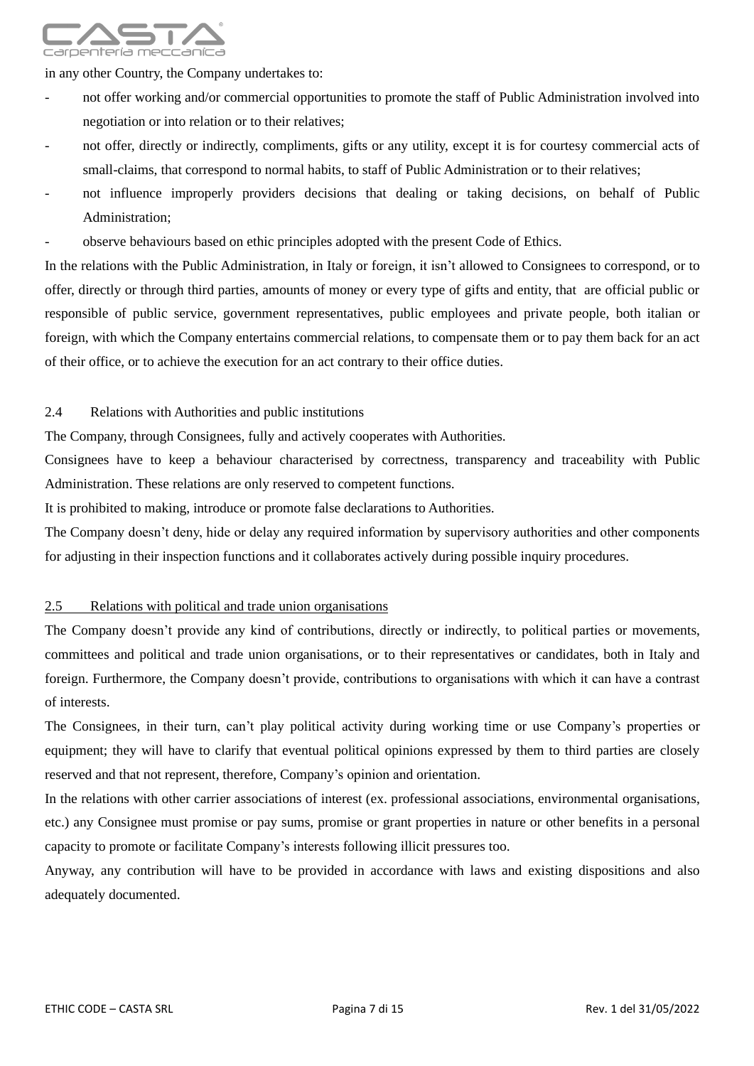in any other Country, the Company undertakes to:

- not offer working and/or commercial opportunities to promote the staff of Public Administration involved into negotiation or into relation or to their relatives;
- not offer, directly or indirectly, compliments, gifts or any utility, except it is for courtesy commercial acts of small-claims, that correspond to normal habits, to staff of Public Administration or to their relatives;
- not influence improperly providers decisions that dealing or taking decisions, on behalf of Public Administration;
- observe behaviours based on ethic principles adopted with the present Code of Ethics.

In the relations with the Public Administration, in Italy or foreign, it isn't allowed to Consignees to correspond, or to offer, directly or through third parties, amounts of money or every type of gifts and entity, that are official public or responsible of public service, government representatives, public employees and private people, both italian or foreign, with which the Company entertains commercial relations, to compensate them or to pay them back for an act of their office, or to achieve the execution for an act contrary to their office duties.

## 2.4 Relations with Authorities and public institutions

The Company, through Consignees, fully and actively cooperates with Authorities.

Consignees have to keep a behaviour characterised by correctness, transparency and traceability with Public Administration. These relations are only reserved to competent functions.

It is prohibited to making, introduce or promote false declarations to Authorities.

The Company doesn't deny, hide or delay any required information by supervisory authorities and other components for adjusting in their inspection functions and it collaborates actively during possible inquiry procedures.

## 2.5 Relations with political and trade union organisations

The Company doesn't provide any kind of contributions, directly or indirectly, to political parties or movements, committees and political and trade union organisations, or to their representatives or candidates, both in Italy and foreign. Furthermore, the Company doesn't provide, contributions to organisations with which it can have a contrast of interests.

The Consignees, in their turn, can't play political activity during working time or use Company's properties or equipment; they will have to clarify that eventual political opinions expressed by them to third parties are closely reserved and that not represent, therefore, Company's opinion and orientation.

In the relations with other carrier associations of interest (ex. professional associations, environmental organisations, etc.) any Consignee must promise or pay sums, promise or grant properties in nature or other benefits in a personal capacity to promote or facilitate Company's interests following illicit pressures too.

Anyway, any contribution will have to be provided in accordance with laws and existing dispositions and also adequately documented.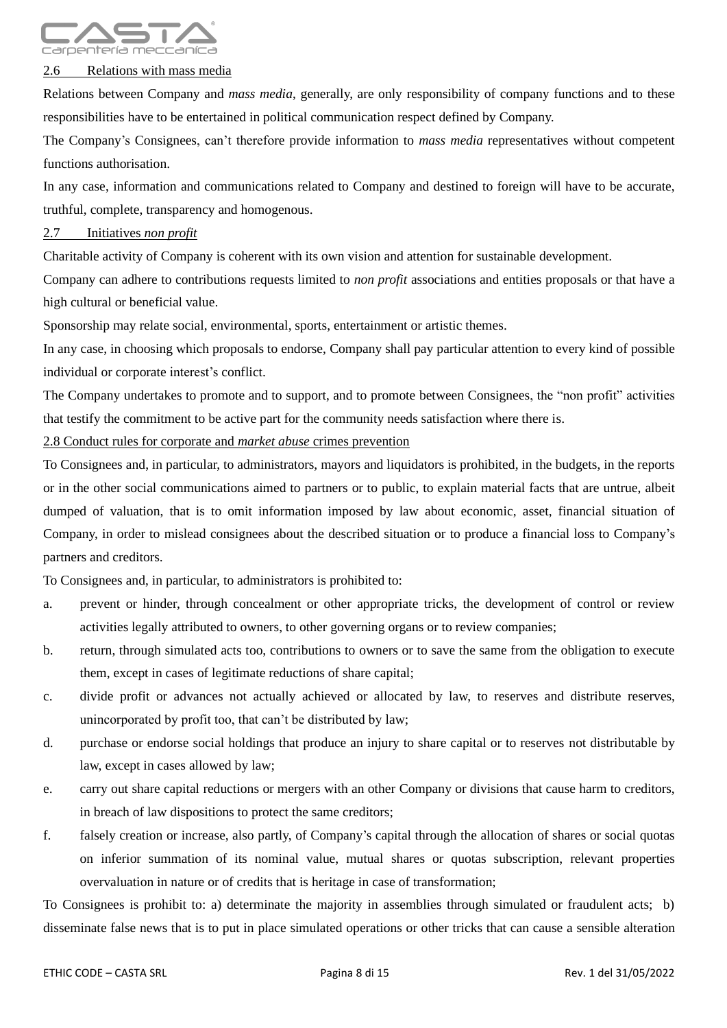## 2.6 Relations with mass media

Relations between Company and *mass media*, generally, are only responsibility of company functions and to these responsibilities have to be entertained in political communication respect defined by Company.

The Company's Consignees, can't therefore provide information to *mass media* representatives without competent functions authorisation.

In any case, information and communications related to Company and destined to foreign will have to be accurate, truthful, complete, transparency and homogenous.

## 2.7 Initiatives *non profit*

Charitable activity of Company is coherent with its own vision and attention for sustainable development.

Company can adhere to contributions requests limited to *non profit* associations and entities proposals or that have a high cultural or beneficial value.

Sponsorship may relate social, environmental, sports, entertainment or artistic themes.

In any case, in choosing which proposals to endorse, Company shall pay particular attention to every kind of possible individual or corporate interest's conflict.

The Company undertakes to promote and to support, and to promote between Consignees, the "non profit" activities that testify the commitment to be active part for the community needs satisfaction where there is.

## 2.8 Conduct rules for corporate and *market abuse* crimes prevention

To Consignees and, in particular, to administrators, mayors and liquidators is prohibited, in the budgets, in the reports or in the other social communications aimed to partners or to public, to explain material facts that are untrue, albeit dumped of valuation, that is to omit information imposed by law about economic, asset, financial situation of Company, in order to mislead consignees about the described situation or to produce a financial loss to Company's partners and creditors.

To Consignees and, in particular, to administrators is prohibited to:

a. prevent or hinder, through concealment or other appropriate tricks, the development of control or review activities legally attributed to owners, to other governing organs or to review companies;
b. return, through simulated acts too, contributions to owners or to save the same from the obligation to execute them, except in cases of legitimate reductions of share capital;
c. divide profit or advances not actually achieved or allocated by law, to reserves and distribute reserves, unincorporated by profit too, that can't be distributed by law;
d. purchase or endorse social holdings that produce an injury to share capital or to reserves not distributable by law, except in cases allowed by law;
e. carry out share capital reductions or mergers with an other Company or divisions that cause harm to creditors, in breach of law dispositions to protect the same creditors;
f. falsely creation or increase, also partly, of Company's capital through the allocation of shares or social quotas on inferior summation of its nominal value, mutual shares or quotas subscription, relevant properties overvaluation in nature or of credits that is heritage in case of transformation;

To Consignees is prohibit to: a) determinate the majority in assemblies through simulated or fraudulent acts; b) disseminate false news that is to put in place simulated operations or other tricks that can cause a sensible alteration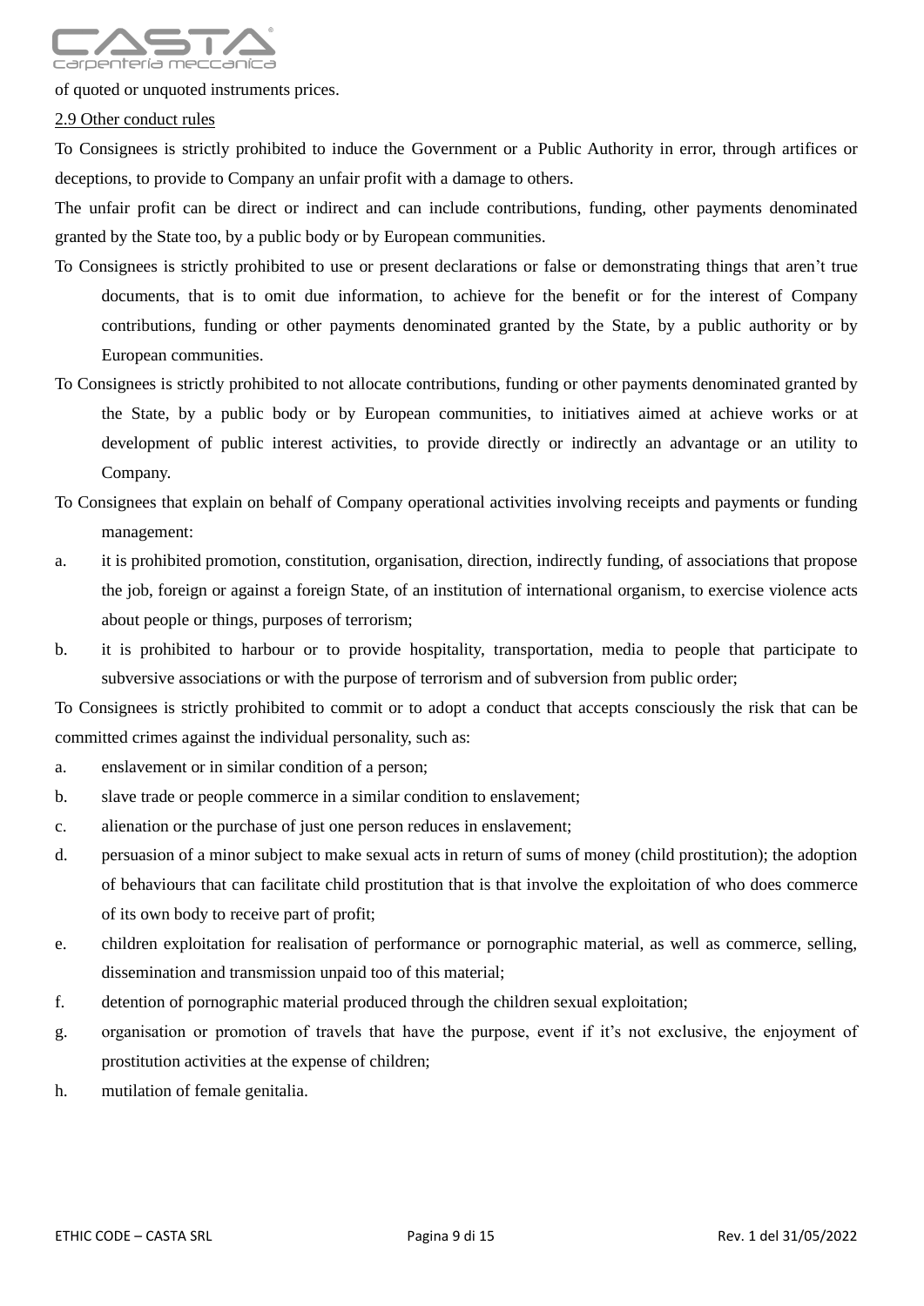of quoted or unquoted instruments prices.

2.9 Other conduct rules

To Consignees is strictly prohibited to induce the Government or a Public Authority in error, through artifices or deceptions, to provide to Company an unfair profit with a damage to others.

The unfair profit can be direct or indirect and can include contributions, funding, other payments denominated granted by the State too, by a public body or by European communities.

To Consignees is strictly prohibited to use or present declarations or false or demonstrating things that aren't true documents, that is to omit due information, to achieve for the benefit or for the interest of Company contributions, funding or other payments denominated granted by the State, by a public authority or by European communities.

To Consignees is strictly prohibited to not allocate contributions, funding or other payments denominated granted by the State, by a public body or by European communities, to initiatives aimed at achieve works or at development of public interest activities, to provide directly or indirectly an advantage or an utility to Company.

To Consignees that explain on behalf of Company operational activities involving receipts and payments or funding management:

a. it is prohibited promotion, constitution, organisation, direction, indirectly funding, of associations that propose the job, foreign or against a foreign State, of an institution of international organism, to exercise violence acts about people or things, purposes of terrorism;
b. it is prohibited to harbour or to provide hospitality, transportation, media to people that participate to subversive associations or with the purpose of terrorism and of subversion from public order;

To Consignees is strictly prohibited to commit or to adopt a conduct that accepts consciously the risk that can be committed crimes against the individual personality, such as:

a. enslavement or in similar condition of a person;
b. slave trade or people commerce in a similar condition to enslavement;
c. alienation or the purchase of just one person reduces in enslavement;
d. persuasion of a minor subject to make sexual acts in return of sums of money (child prostitution); the adoption of behaviours that can facilitate child prostitution that is that involve the exploitation of who does commerce of its own body to receive part of profit;
e. children exploitation for realisation of performance or pornographic material, as well as commerce, selling, dissemination and transmission unpaid too of this material;
f. detention of pornographic material produced through the children sexual exploitation;
g. organisation or promotion of travels that have the purpose, event if it's not exclusive, the enjoyment of prostitution activities at the expense of children;
h. mutilation of female genitalia.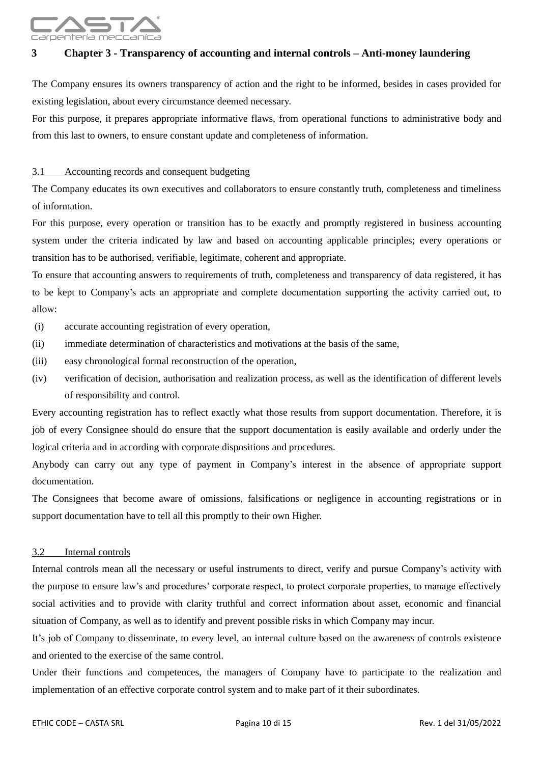# 3 Chapter 3 - Transparency of accounting and internal controls – Anti-money laundering

The Company ensures its owners transparency of action and the right to be informed, besides in cases provided for existing legislation, about every circumstance deemed necessary.

For this purpose, it prepares appropriate informative flaws, from operational functions to administrative body and from this last to owners, to ensure constant update and completeness of information.

## 3.1 Accounting records and consequent budgeting

The Company educates its own executives and collaborators to ensure constantly truth, completeness and timeliness of information.

For this purpose, every operation or transition has to be exactly and promptly registered in business accounting system under the criteria indicated by law and based on accounting applicable principles; every operations or transition has to be authorised, verifiable, legitimate, coherent and appropriate.

To ensure that accounting answers to requirements of truth, completeness and transparency of data registered, it has to be kept to Company's acts an appropriate and complete documentation supporting the activity carried out, to allow:

(i) accurate accounting registration of every operation,

(ii) immediate determination of characteristics and motivations at the basis of the same,

(iii) easy chronological formal reconstruction of the operation,

(iv) verification of decision, authorisation and realization process, as well as the identification of different levels of responsibility and control.

Every accounting registration has to reflect exactly what those results from support documentation. Therefore, it is job of every Consignee should do ensure that the support documentation is easily available and orderly under the logical criteria and in according with corporate dispositions and procedures.

Anybody can carry out any type of payment in Company's interest in the absence of appropriate support documentation.

The Consignees that become aware of omissions, falsifications or negligence in accounting registrations or in support documentation have to tell all this promptly to their own Higher.

## 3.2 Internal controls

Internal controls mean all the necessary or useful instruments to direct, verify and pursue Company's activity with the purpose to ensure law's and procedures' corporate respect, to protect corporate properties, to manage effectively social activities and to provide with clarity truthful and correct information about asset, economic and financial situation of Company, as well as to identify and prevent possible risks in which Company may incur.

It's job of Company to disseminate, to every level, an internal culture based on the awareness of controls existence and oriented to the exercise of the same control.

Under their functions and competences, the managers of Company have to participate to the realization and implementation of an effective corporate control system and to make part of it their subordinates.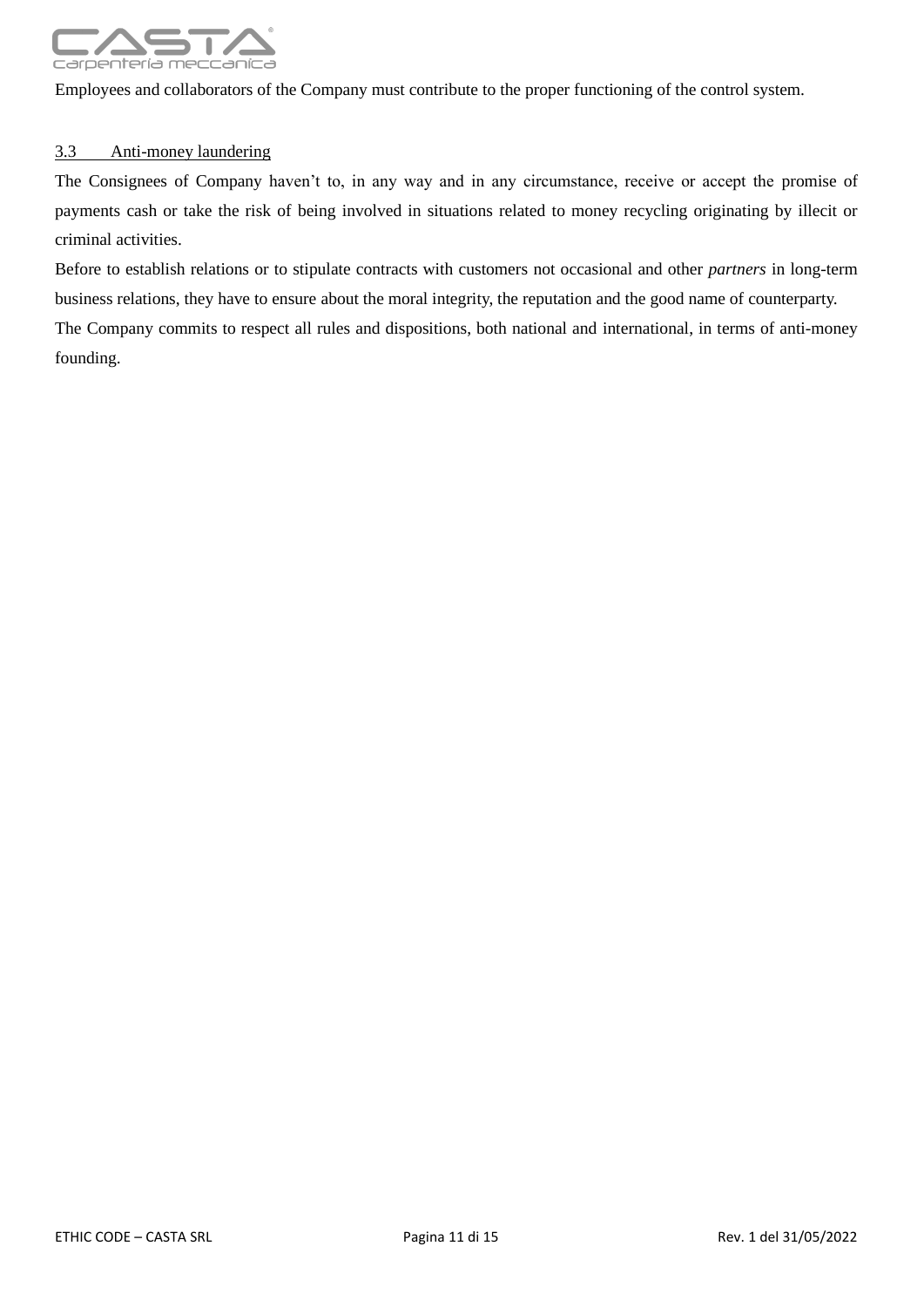Employees and collaborators of the Company must contribute to the proper functioning of the control system.

### 3.3 Anti-money laundering

The Consignees of Company haven't to, in any way and in any circumstance, receive or accept the promise of payments cash or take the risk of being involved in situations related to money recycling originating by illecit or criminal activities.

Before to establish relations or to stipulate contracts with customers not occasional and other *partners* in long-term business relations, they have to ensure about the moral integrity, the reputation and the good name of counterparty.

The Company commits to respect all rules and dispositions, both national and international, in terms of anti-money founding.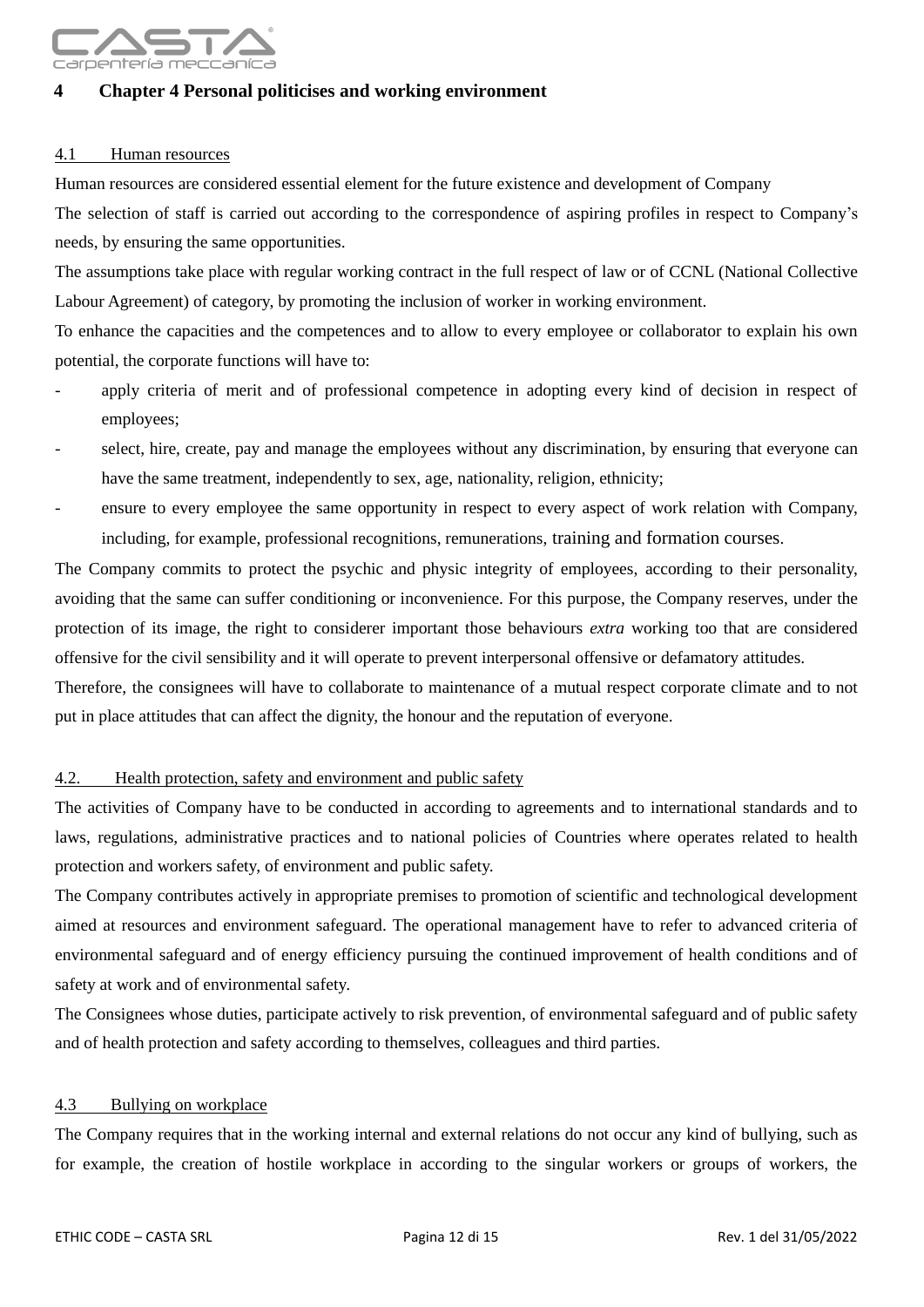# 4 Chapter 4 Personal politicises and working environment

## 4.1 Human resources

Human resources are considered essential element for the future existence and development of Company

The selection of staff is carried out according to the correspondence of aspiring profiles in respect to Company's needs, by ensuring the same opportunities.

The assumptions take place with regular working contract in the full respect of law or of CCNL (National Collective Labour Agreement) of category, by promoting the inclusion of worker in working environment.

To enhance the capacities and the competences and to allow to every employee or collaborator to explain his own potential, the corporate functions will have to:

- apply criteria of merit and of professional competence in adopting every kind of decision in respect of employees;
- select, hire, create, pay and manage the employees without any discrimination, by ensuring that everyone can have the same treatment, independently to sex, age, nationality, religion, ethnicity;
- ensure to every employee the same opportunity in respect to every aspect of work relation with Company, including, for example, professional recognitions, remunerations, training and formation courses.

The Company commits to protect the psychic and physic integrity of employees, according to their personality, avoiding that the same can suffer conditioning or inconvenience. For this purpose, the Company reserves, under the protection of its image, the right to considerer important those behaviours *extra* working too that are considered offensive for the civil sensibility and it will operate to prevent interpersonal offensive or defamatory attitudes.

Therefore, the consignees will have to collaborate to maintenance of a mutual respect corporate climate and to not put in place attitudes that can affect the dignity, the honour and the reputation of everyone.

## 4.2. Health protection, safety and environment and public safety

The activities of Company have to be conducted in according to agreements and to international standards and to laws, regulations, administrative practices and to national policies of Countries where operates related to health protection and workers safety, of environment and public safety.

The Company contributes actively in appropriate premises to promotion of scientific and technological development aimed at resources and environment safeguard. The operational management have to refer to advanced criteria of environmental safeguard and of energy efficiency pursuing the continued improvement of health conditions and of safety at work and of environmental safety.

The Consignees whose duties, participate actively to risk prevention, of environmental safeguard and of public safety and of health protection and safety according to themselves, colleagues and third parties.

## 4.3 Bullying on workplace

The Company requires that in the working internal and external relations do not occur any kind of bullying, such as for example, the creation of hostile workplace in according to the singular workers or groups of workers, the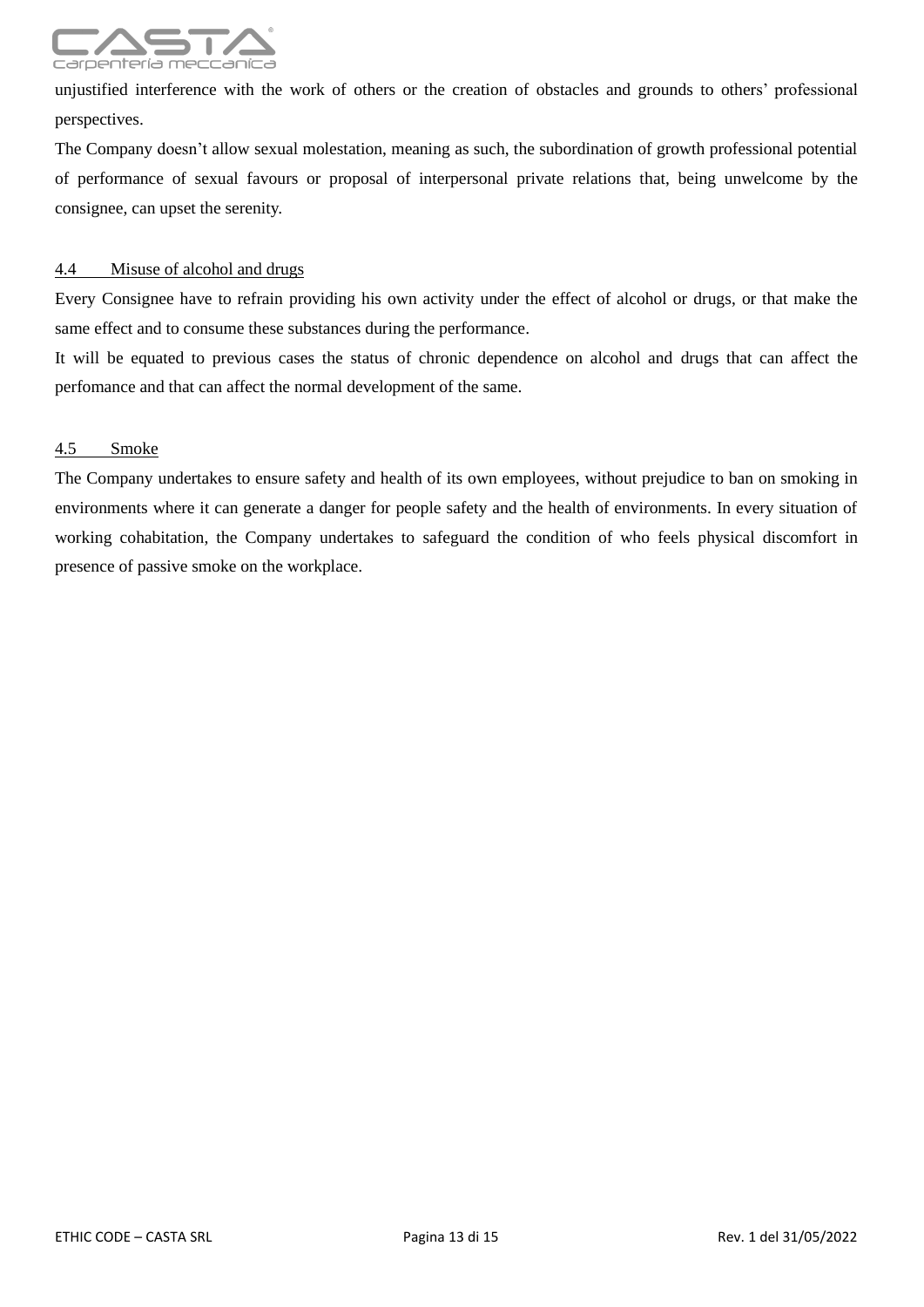unjustified interference with the work of others or the creation of obstacles and grounds to others' professional perspectives.

The Company doesn't allow sexual molestation, meaning as such, the subordination of growth professional potential of performance of sexual favours or proposal of interpersonal private relations that, being unwelcome by the consignee, can upset the serenity.

### 4.4 Misuse of alcohol and drugs

Every Consignee have to refrain providing his own activity under the effect of alcohol or drugs, or that make the same effect and to consume these substances during the performance.

It will be equated to previous cases the status of chronic dependence on alcohol and drugs that can affect the perfomance and that can affect the normal development of the same.

### 4.5 Smoke

The Company undertakes to ensure safety and health of its own employees, without prejudice to ban on smoking in environments where it can generate a danger for people safety and the health of environments. In every situation of working cohabitation, the Company undertakes to safeguard the condition of who feels physical discomfort in presence of passive smoke on the workplace.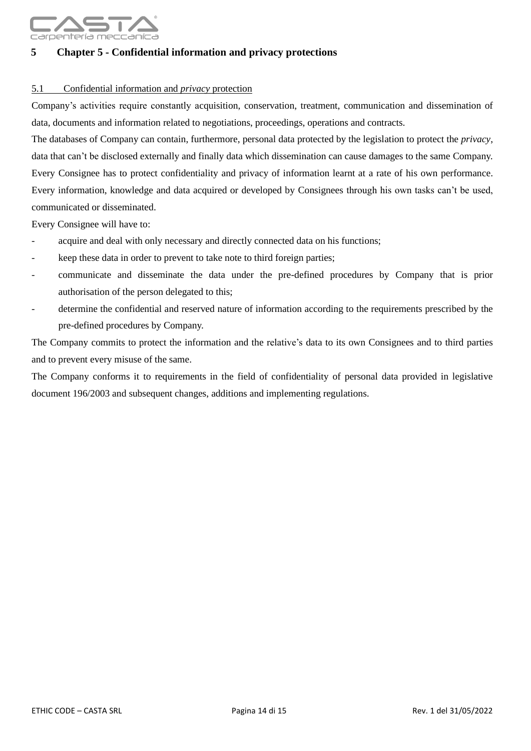# 5 Chapter 5 - Confidential information and privacy protections

## 5.1 Confidential information and *privacy* protection

Company's activities require constantly acquisition, conservation, treatment, communication and dissemination of data, documents and information related to negotiations, proceedings, operations and contracts.

The databases of Company can contain, furthermore, personal data protected by the legislation to protect the *privacy*, data that can't be disclosed externally and finally data which dissemination can cause damages to the same Company.

Every Consignee has to protect confidentiality and privacy of information learnt at a rate of his own performance. Every information, knowledge and data acquired or developed by Consignees through his own tasks can't be used, communicated or disseminated.

Every Consignee will have to:

- acquire and deal with only necessary and directly connected data on his functions;
- keep these data in order to prevent to take note to third foreign parties;
- communicate and disseminate the data under the pre-defined procedures by Company that is prior authorisation of the person delegated to this;
- determine the confidential and reserved nature of information according to the requirements prescribed by the pre-defined procedures by Company.

The Company commits to protect the information and the relative's data to its own Consignees and to third parties and to prevent every misuse of the same.

The Company conforms it to requirements in the field of confidentiality of personal data provided in legislative document 196/2003 and subsequent changes, additions and implementing regulations.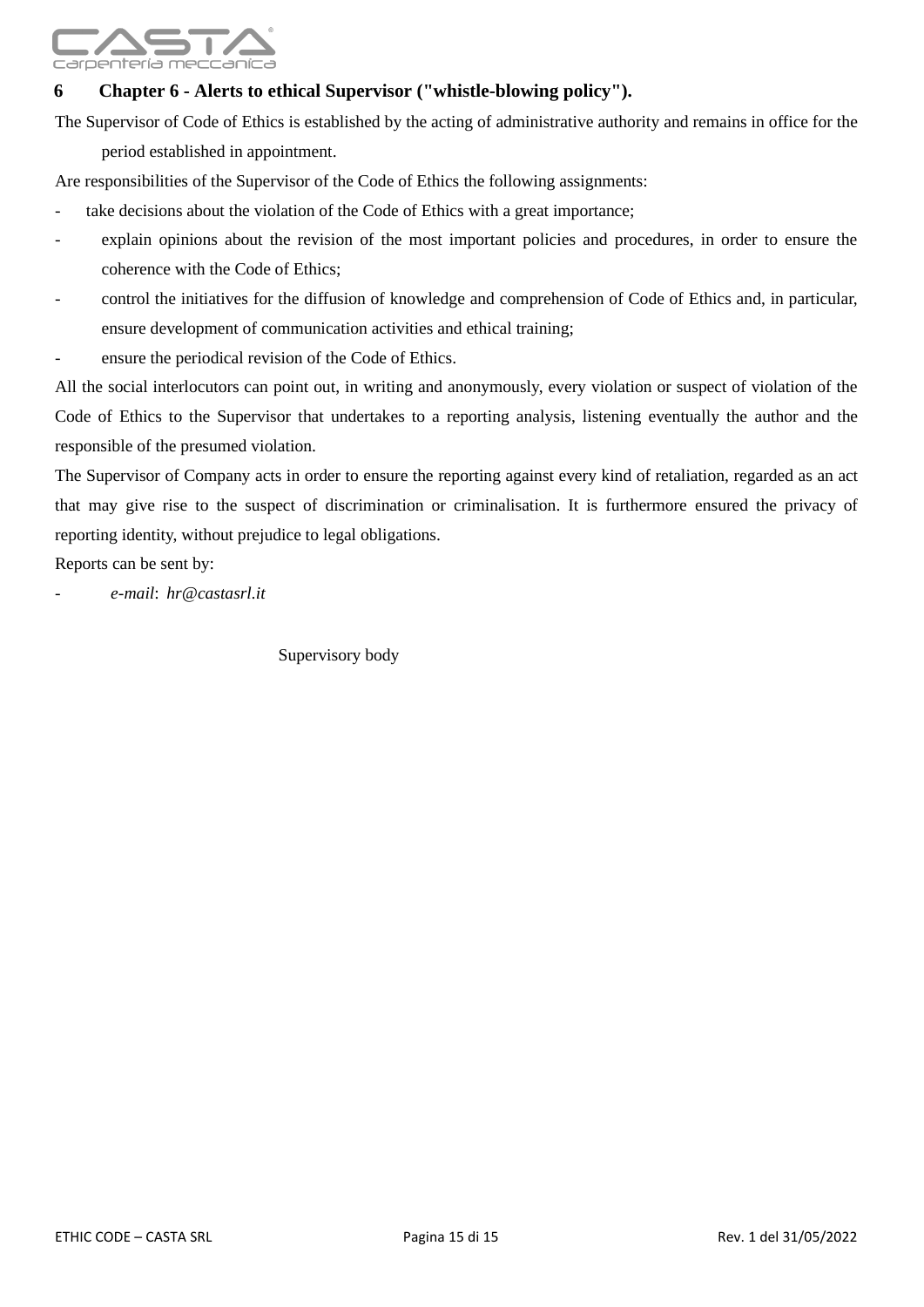# 6 Chapter 6 - Alerts to ethical Supervisor ("whistle-blowing policy").

The Supervisor of Code of Ethics is established by the acting of administrative authority and remains in office for the period established in appointment.

Are responsibilities of the Supervisor of the Code of Ethics the following assignments:

- take decisions about the violation of the Code of Ethics with a great importance;
- explain opinions about the revision of the most important policies and procedures, in order to ensure the coherence with the Code of Ethics;
- control the initiatives for the diffusion of knowledge and comprehension of Code of Ethics and, in particular, ensure development of communication activities and ethical training;
- ensure the periodical revision of the Code of Ethics.

All the social interlocutors can point out, in writing and anonymously, every violation or suspect of violation of the Code of Ethics to the Supervisor that undertakes to a reporting analysis, listening eventually the author and the responsible of the presumed violation.

The Supervisor of Company acts in order to ensure the reporting against every kind of retaliation, regarded as an act that may give rise to the suspect of discrimination or criminalisation. It is furthermore ensured the privacy of reporting identity, without prejudice to legal obligations.

Reports can be sent by:

- *e-mail*: *hr@castasrl.it*

Supervisory body